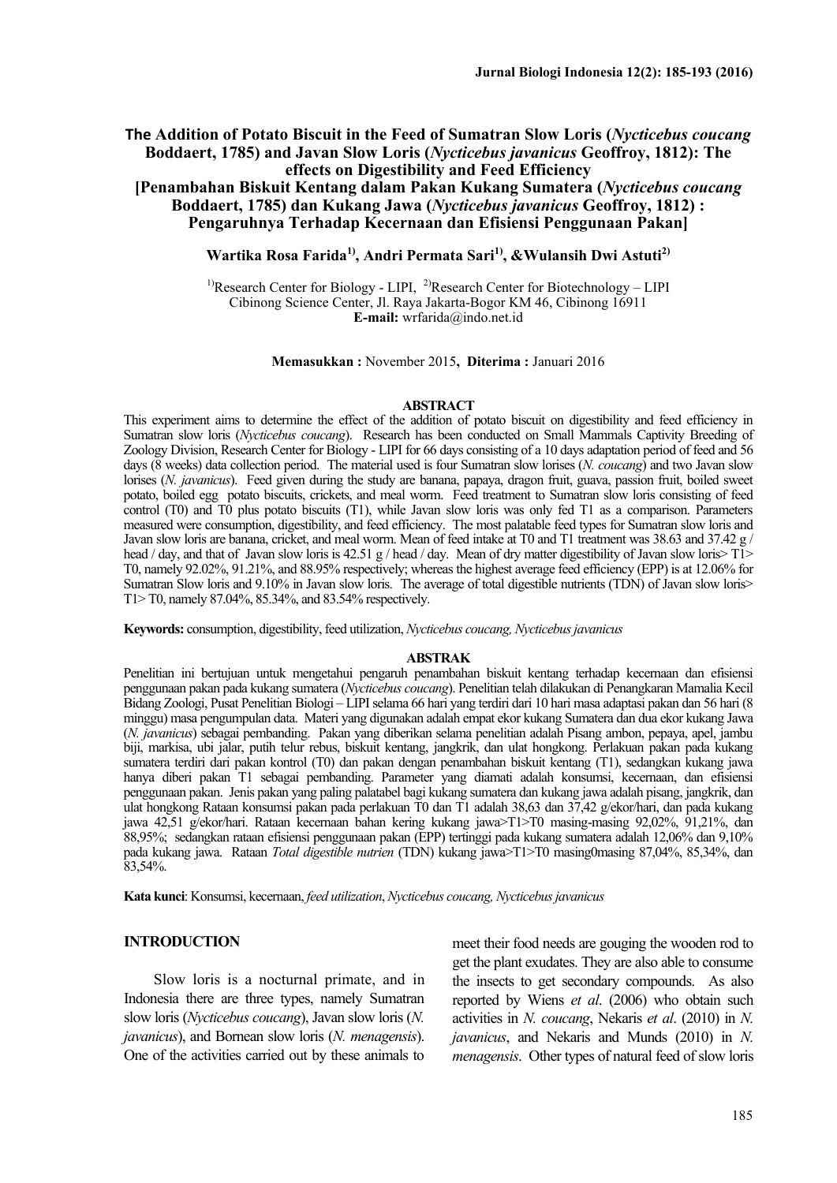# The Addition of Potato Biscuit in the Feed of Sumatran Slow Loris (*Nycticebus coucang* Boddaert, 1785) and Javan Slow Loris (*Nycticebus javanicus* Geoffroy, 1812): The effects on Digestibility and Feed Efficiency

# [Penambahan Biskuit Kentang dalam Pakan Kukang Sumatera (*Nycticebus coucang* Boddaert, 1785) dan Kukang Jawa (*Nycticebus javanicus* Geoffroy, 1812) : Pengaruhnya Terhadap Kecernaan dan Efisiensi Penggunaan Pakan]

**Wartika Rosa Farida[1], Andri Permata Sari[1], &Wulansih Dwi Astuti[2]**

[1]Research Center for Biology - LIPI, [2]Research Center for Biotechnology – LIPI
Cibinong Science Center, Jl. Raya Jakarta-Bogor KM 46, Cibinong 16911
**E-mail:** wrfarida@indo.net.id

**Memasukkan :** November 2015, **Diterima :** Januari 2016

## ABSTRACT

This experiment aims to determine the effect of the addition of potato biscuit on digestibility and feed efficiency in Sumatran slow loris (*Nycticebus coucang*). Research has been conducted on Small Mammals Captivity Breeding of Zoology Division, Research Center for Biology - LIPI for 66 days consisting of a 10 days adaptation period of feed and 56 days (8 weeks) data collection period. The material used is four Sumatran slow lorises (*N. coucang*) and two Javan slow lorises (*N. javanicus*). Feed given during the study are banana, papaya, dragon fruit, guava, passion fruit, boiled sweet potato, boiled egg potato biscuits, crickets, and meal worm. Feed treatment to Sumatran slow loris consisting of feed control (T0) and T0 plus potato biscuits (T1), while Javan slow loris was only fed T1 as a comparison. Parameters measured were consumption, digestibility, and feed efficiency. The most palatable feed types for Sumatran slow loris and Javan slow loris are banana, cricket, and meal worm. Mean of feed intake at T0 and T1 treatment was 38.63 and 37.42 g / head / day, and that of Javan slow loris is 42.51 g / head / day. Mean of dry matter digestibility of Javan slow loris> T1> T0, namely 92.02%, 91.21%, and 88.95% respectively; whereas the highest average feed efficiency (EPP) is at 12.06% for Sumatran Slow loris and 9.10% in Javan slow loris. The average of total digestible nutrients (TDN) of Javan slow loris> T1> T0, namely 87.04%, 85.34%, and 83.54% respectively.

**Keywords:** consumption, digestibility, feed utilization, *Nycticebus coucang, Nycticebus javanicus*

## ABSTRAK

Penelitian ini bertujuan untuk mengetahui pengaruh penambahan biskuit kentang terhadap kecernaan dan efisiensi penggunaan pakan pada kukang sumatera (*Nycticebus coucang*). Penelitian telah dilakukan di Penangkaran Mamalia Kecil Bidang Zoologi, Pusat Penelitian Biologi – LIPI selama 66 hari yang terdiri dari 10 hari masa adaptasi pakan dan 56 hari (8 minggu) masa pengumpulan data. Materi yang digunakan adalah empat ekor kukang Sumatera dan dua ekor kukang Jawa (*N. javanicus*) sebagai pembanding. Pakan yang diberikan selama penelitian adalah Pisang ambon, pepaya, apel, jambu biji, markisa, ubi jalar, putih telur rebus, biskuit kentang, jangkrik, dan ulat hongkong. Perlakuan pakan pada kukang sumatera terdiri dari pakan kontrol (T0) dan pakan dengan penambahan biskuit kentang (T1), sedangkan kukang jawa hanya diberi pakan T1 sebagai pembanding. Parameter yang diamati adalah konsumsi, kecernaan, dan efisiensi penggunaan pakan. Jenis pakan yang paling palatabel bagi kukang sumatera dan kukang jawa adalah pisang, jangkrik, dan ulat hongkong Rataan konsumsi pakan pada perlakuan T0 dan T1 adalah 38,63 dan 37,42 g/ekor/hari, dan pada kukang jawa 42,51 g/ekor/hari. Rataan kecernaan bahan kering kukang jawa>T1>T0 masing-masing 92,02%, 91,21%, dan 88,95%; sedangkan rataan efisiensi penggunaan pakan (EPP) tertinggi pada kukang sumatera adalah 12,06% dan 9,10% pada kukang jawa. Rataan *Total digestible nutrien* (TDN) kukang jawa>T1>T0 masing0masing 87,04%, 85,34%, dan 83,54%.

**Kata kunci**: Konsumsi, kecernaan, *feed utilization*, *Nycticebus coucang, Nycticebus javanicus*

## INTRODUCTION

Slow loris is a nocturnal primate, and in Indonesia there are three types, namely Sumatran slow loris (*Nycticebus coucang*), Javan slow loris (*N. javanicus*), and Bornean slow loris (*N. menagensis*). One of the activities carried out by these animals to meet their food needs are gouging the wooden rod to get the plant exudates. They are also able to consume the insects to get secondary compounds. As also reported by Wiens *et al*. (2006) who obtain such activities in *N. coucang*, Nekaris *et al*. (2010) in *N. javanicus*, and Nekaris and Munds (2010) in *N. menagensis*. Other types of natural feed of slow loris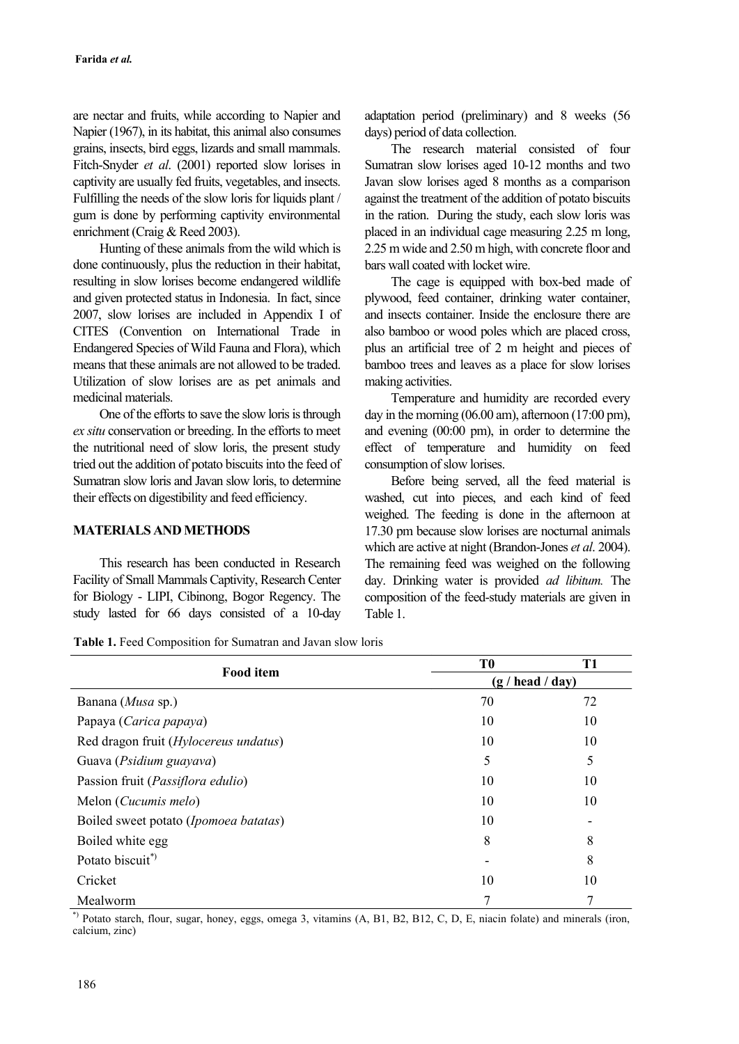are nectar and fruits, while according to Napier and Napier (1967), in its habitat, this animal also consumes grains, insects, bird eggs, lizards and small mammals. Fitch-Snyder *et al*. (2001) reported slow lorises in captivity are usually fed fruits, vegetables, and insects. Fulfilling the needs of the slow loris for liquids plant / gum is done by performing captivity environmental enrichment (Craig & Reed 2003).

Hunting of these animals from the wild which is done continuously, plus the reduction in their habitat, resulting in slow lorises become endangered wildlife and given protected status in Indonesia. In fact, since 2007, slow lorises are included in Appendix I of CITES (Convention on International Trade in Endangered Species of Wild Fauna and Flora), which means that these animals are not allowed to be traded. Utilization of slow lorises are as pet animals and medicinal materials.

One of the efforts to save the slow loris is through *ex situ* conservation or breeding. In the efforts to meet the nutritional need of slow loris, the present study tried out the addition of potato biscuits into the feed of Sumatran slow loris and Javan slow loris, to determine their effects on digestibility and feed efficiency.

## MATERIALS AND METHODS

This research has been conducted in Research Facility of Small Mammals Captivity, Research Center for Biology - LIPI, Cibinong, Bogor Regency. The study lasted for 66 days consisted of a 10-day adaptation period (preliminary) and 8 weeks (56 days) period of data collection.

The research material consisted of four Sumatran slow lorises aged 10-12 months and two Javan slow lorises aged 8 months as a comparison against the treatment of the addition of potato biscuits in the ration. During the study, each slow loris was placed in an individual cage measuring 2.25 m long, 2.25 m wide and 2.50 m high, with concrete floor and bars wall coated with locket wire.

The cage is equipped with box-bed made of plywood, feed container, drinking water container, and insects container. Inside the enclosure there are also bamboo or wood poles which are placed cross, plus an artificial tree of 2 m height and pieces of bamboo trees and leaves as a place for slow lorises making activities.

Temperature and humidity are recorded every day in the morning (06.00 am), afternoon (17:00 pm), and evening (00:00 pm), in order to determine the effect of temperature and humidity on feed consumption of slow lorises.

Before being served, all the feed material is washed, cut into pieces, and each kind of feed weighed. The feeding is done in the afternoon at 17.30 pm because slow lorises are nocturnal animals which are active at night (Brandon-Jones *et al*. 2004). The remaining feed was weighed on the following day. Drinking water is provided *ad libitum.* The composition of the feed-study materials are given in Table 1.

**Table 1.** Feed Composition for Sumatran and Javan slow loris

| Food item | T0 | T1 |
|---|---|---|
| | (g / head / day) | |
| Banana (*Musa* sp.) | 70 | 72 |
| Papaya (*Carica papaya*) | 10 | 10 |
| Red dragon fruit (*Hylocereus undatus*) | 10 | 10 |
| Guava (*Psidium guayava*) | 5 | 5 |
| Passion fruit (*Passiflora edulio*) | 10 | 10 |
| Melon (*Cucumis melo*) | 10 | 10 |
| Boiled sweet potato (*Ipomoea batatas*) | 10 | - |
| Boiled white egg | 8 | 8 |
| Potato biscuit*) | - | 8 |
| Cricket | 10 | 10 |
| Mealworm | 7 | 7 |

*) Potato starch, flour, sugar, honey, eggs, omega 3, vitamins (A, B1, B2, B12, C, D, E, niacin folate) and minerals (iron, calcium, zinc)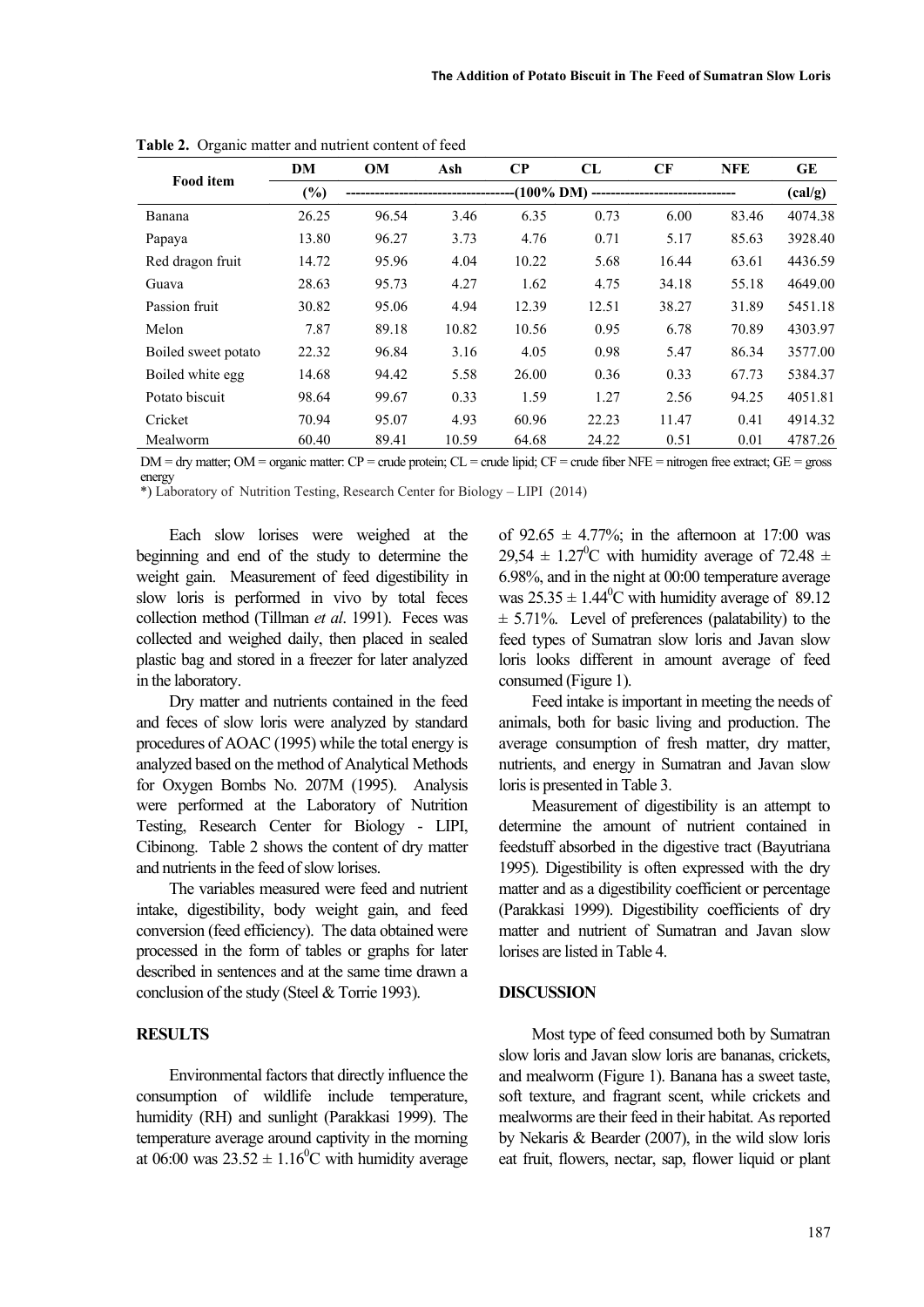**Table 2.** Organic matter and nutrient content of feed

| Food item | DM | OM | Ash | CP | CL | CF | NFE | GE |
|---|---|---|---|---|---|---|---|---|
| | (%) | -----------------------------------(100% DM) ------------------------------ | | | | | | (cal/g) |
| Banana | 26.25 | 96.54 | 3.46 | 6.35 | 0.73 | 6.00 | 83.46 | 4074.38 |
| Papaya | 13.80 | 96.27 | 3.73 | 4.76 | 0.71 | 5.17 | 85.63 | 3928.40 |
| Red dragon fruit | 14.72 | 95.96 | 4.04 | 10.22 | 5.68 | 16.44 | 63.61 | 4436.59 |
| Guava | 28.63 | 95.73 | 4.27 | 1.62 | 4.75 | 34.18 | 55.18 | 4649.00 |
| Passion fruit | 30.82 | 95.06 | 4.94 | 12.39 | 12.51 | 38.27 | 31.89 | 5451.18 |
| Melon | 7.87 | 89.18 | 10.82 | 10.56 | 0.95 | 6.78 | 70.89 | 4303.97 |
| Boiled sweet potato | 22.32 | 96.84 | 3.16 | 4.05 | 0.98 | 5.47 | 86.34 | 3577.00 |
| Boiled white egg | 14.68 | 94.42 | 5.58 | 26.00 | 0.36 | 0.33 | 67.73 | 5384.37 |
| Potato biscuit | 98.64 | 99.67 | 0.33 | 1.59 | 1.27 | 2.56 | 94.25 | 4051.81 |
| Cricket | 70.94 | 95.07 | 4.93 | 60.96 | 22.23 | 11.47 | 0.41 | 4914.32 |
| Mealworm | 60.40 | 89.41 | 10.59 | 64.68 | 24.22 | 0.51 | 0.01 | 4787.26 |

DM = dry matter; OM = organic matter: CP = crude protein; CL = crude lipid; CF = crude fiber NFE = nitrogen free extract; GE = gross energy

*) Laboratory of Nutrition Testing, Research Center for Biology – LIPI (2014)

Each slow lorises were weighed at the beginning and end of the study to determine the weight gain. Measurement of feed digestibility in slow loris is performed in vivo by total feces collection method (Tillman *et al*. 1991). Feces was collected and weighed daily, then placed in sealed plastic bag and stored in a freezer for later analyzed in the laboratory.

Dry matter and nutrients contained in the feed and feces of slow loris were analyzed by standard procedures of AOAC (1995) while the total energy is analyzed based on the method of Analytical Methods for Oxygen Bombs No. 207M (1995). Analysis were performed at the Laboratory of Nutrition Testing, Research Center for Biology - LIPI, Cibinong. Table 2 shows the content of dry matter and nutrients in the feed of slow lorises.

The variables measured were feed and nutrient intake, digestibility, body weight gain, and feed conversion (feed efficiency). The data obtained were processed in the form of tables or graphs for later described in sentences and at the same time drawn a conclusion of the study (Steel & Torrie 1993).

## RESULTS

Environmental factors that directly influence the consumption of wildlife include temperature, humidity (RH) and sunlight (Parakkasi 1999). The temperature average around captivity in the morning at 06:00 was $23.52 \pm 1.16^0$C with humidity average of $92.65 \pm 4.77$%; in the afternoon at 17:00 was $29{,}54 \pm 1.27^0$C with humidity average of $72.48 \pm 6.98$%, and in the night at 00:00 temperature average was $25.35 \pm 1.44^0$C with humidity average of $89.12 \pm 5.71$%. Level of preferences (palatability) to the feed types of Sumatran slow loris and Javan slow loris looks different in amount average of feed consumed (Figure 1).

Feed intake is important in meeting the needs of animals, both for basic living and production. The average consumption of fresh matter, dry matter, nutrients, and energy in Sumatran and Javan slow loris is presented in Table 3.

Measurement of digestibility is an attempt to determine the amount of nutrient contained in feedstuff absorbed in the digestive tract (Bayutriana 1995). Digestibility is often expressed with the dry matter and as a digestibility coefficient or percentage (Parakkasi 1999). Digestibility coefficients of dry matter and nutrient of Sumatran and Javan slow lorises are listed in Table 4.

## DISCUSSION

Most type of feed consumed both by Sumatran slow loris and Javan slow loris are bananas, crickets, and mealworm (Figure 1). Banana has a sweet taste, soft texture, and fragrant scent, while crickets and mealworms are their feed in their habitat. As reported by Nekaris & Bearder (2007), in the wild slow loris eat fruit, flowers, nectar, sap, flower liquid or plant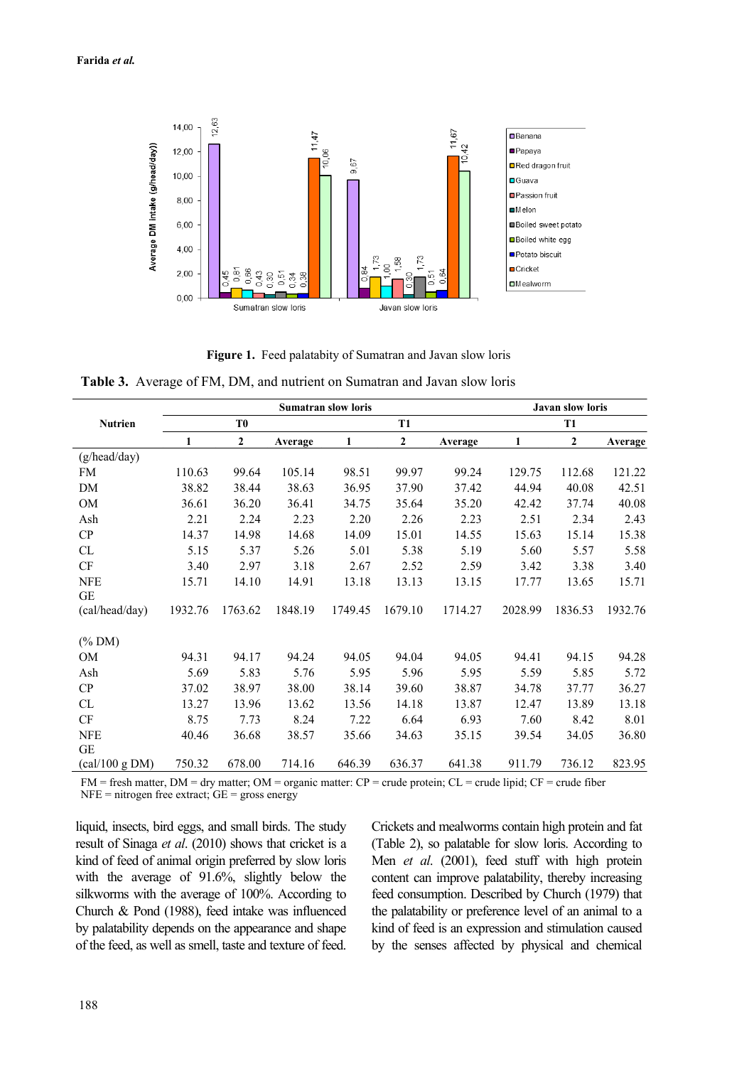**Figure 1.** Feed palatabity of Sumatran and Javan slow loris

**Table 3.** Average of FM, DM, and nutrient on Sumatran and Javan slow loris

| Nutrien | Sumatran slow loris | | | | | | Javan slow loris | | |
|---|---|---|---|---|---|---|---|---|---|
| | T0 | | | T1 | | | T1 | | |
| | 1 | 2 | Average | 1 | 2 | Average | 1 | 2 | Average |
| (g/head/day) | | | | | | | | | |
| FM | 110.63 | 99.64 | 105.14 | 98.51 | 99.97 | 99.24 | 129.75 | 112.68 | 121.22 |
| DM | 38.82 | 38.44 | 38.63 | 36.95 | 37.90 | 37.42 | 44.94 | 40.08 | 42.51 |
| OM | 36.61 | 36.20 | 36.41 | 34.75 | 35.64 | 35.20 | 42.42 | 37.74 | 40.08 |
| Ash | 2.21 | 2.24 | 2.23 | 2.20 | 2.26 | 2.23 | 2.51 | 2.34 | 2.43 |
| CP | 14.37 | 14.98 | 14.68 | 14.09 | 15.01 | 14.55 | 15.63 | 15.14 | 15.38 |
| CL | 5.15 | 5.37 | 5.26 | 5.01 | 5.38 | 5.19 | 5.60 | 5.57 | 5.58 |
| CF | 3.40 | 2.97 | 3.18 | 2.67 | 2.52 | 2.59 | 3.42 | 3.38 | 3.40 |
| NFE | 15.71 | 14.10 | 14.91 | 13.18 | 13.13 | 13.15 | 17.77 | 13.65 | 15.71 |
| GE (cal/head/day) | 1932.76 | 1763.62 | 1848.19 | 1749.45 | 1679.10 | 1714.27 | 2028.99 | 1836.53 | 1932.76 |
| (% DM) | | | | | | | | | |
| OM | 94.31 | 94.17 | 94.24 | 94.05 | 94.04 | 94.05 | 94.41 | 94.15 | 94.28 |
| Ash | 5.69 | 5.83 | 5.76 | 5.95 | 5.96 | 5.95 | 5.59 | 5.85 | 5.72 |
| CP | 37.02 | 38.97 | 38.00 | 38.14 | 39.60 | 38.87 | 34.78 | 37.77 | 36.27 |
| CL | 13.27 | 13.96 | 13.62 | 13.56 | 14.18 | 13.87 | 12.47 | 13.89 | 13.18 |
| CF | 8.75 | 7.73 | 8.24 | 7.22 | 6.64 | 6.93 | 7.60 | 8.42 | 8.01 |
| NFE | 40.46 | 36.68 | 38.57 | 35.66 | 34.63 | 35.15 | 39.54 | 34.05 | 36.80 |
| GE (cal/100 g DM) | 750.32 | 678.00 | 714.16 | 646.39 | 636.37 | 641.38 | 911.79 | 736.12 | 823.95 |

FM = fresh matter, DM = dry matter; OM = organic matter: CP = crude protein; CL = crude lipid; CF = crude fiber
NFE = nitrogen free extract; GE = gross energy

liquid, insects, bird eggs, and small birds. The study result of Sinaga *et al*. (2010) shows that cricket is a kind of feed of animal origin preferred by slow loris with the average of 91.6%, slightly below the silkworms with the average of 100%. According to Church & Pond (1988), feed intake was influenced by palatability depends on the appearance and shape of the feed, as well as smell, taste and texture of feed. Crickets and mealworms contain high protein and fat (Table 2), so palatable for slow loris. According to Men *et al.* (2001), feed stuff with high protein content can improve palatability, thereby increasing feed consumption. Described by Church (1979) that the palatability or preference level of an animal to a kind of feed is an expression and stimulation caused by the senses affected by physical and chemical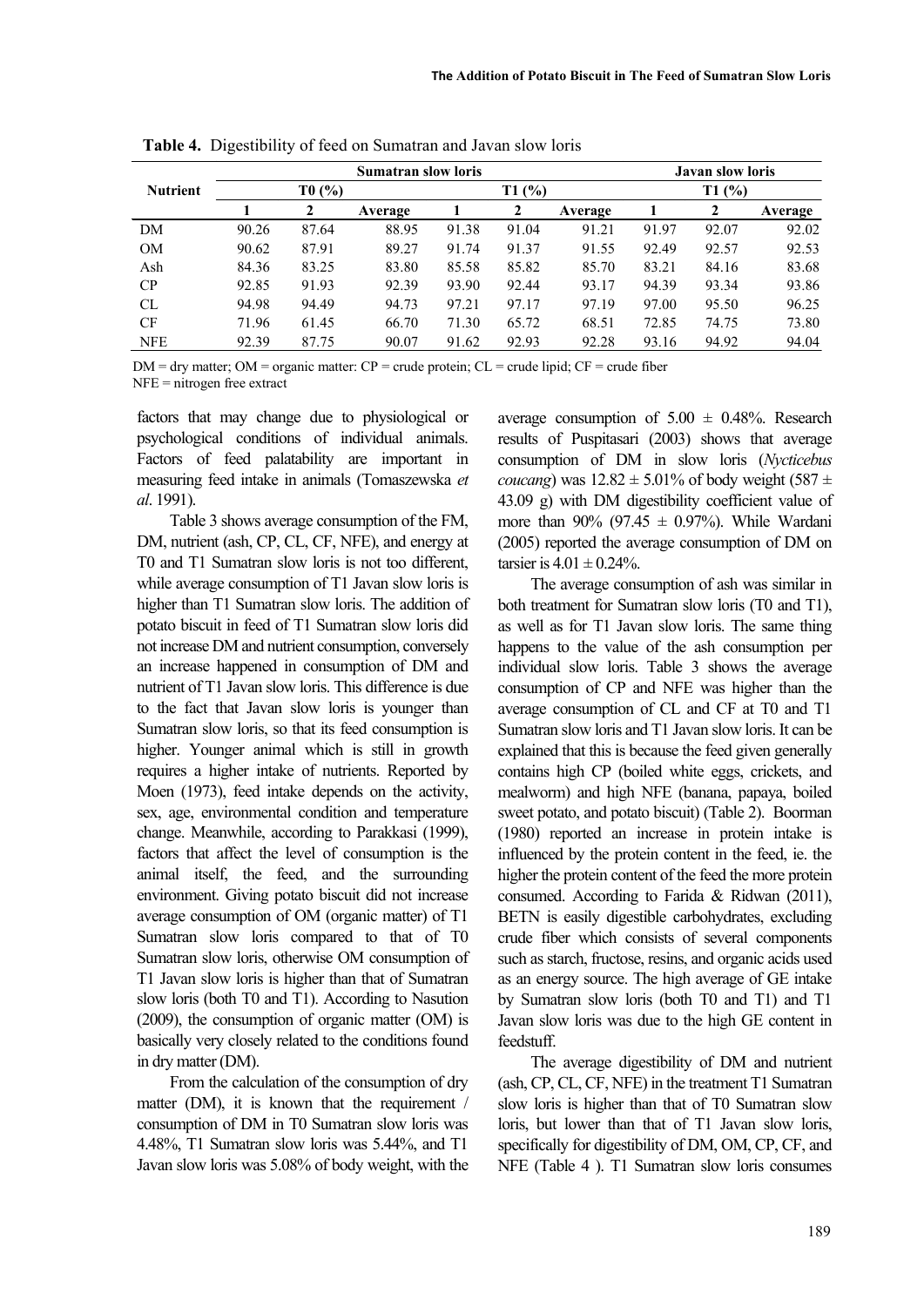**Table 4.** Digestibility of feed on Sumatran and Javan slow loris

| Nutrient | Sumatran slow loris | | | | | | Javan slow loris | | |
|---|---|---|---|---|---|---|---|---|---|
| | T0 (%) | | | T1 (%) | | | T1 (%) | | |
| | 1 | 2 | Average | 1 | 2 | Average | 1 | 2 | Average |
| DM | 90.26 | 87.64 | 88.95 | 91.38 | 91.04 | 91.21 | 91.97 | 92.07 | 92.02 |
| OM | 90.62 | 87.91 | 89.27 | 91.74 | 91.37 | 91.55 | 92.49 | 92.57 | 92.53 |
| Ash | 84.36 | 83.25 | 83.80 | 85.58 | 85.82 | 85.70 | 83.21 | 84.16 | 83.68 |
| CP | 92.85 | 91.93 | 92.39 | 93.90 | 92.44 | 93.17 | 94.39 | 93.34 | 93.86 |
| CL | 94.98 | 94.49 | 94.73 | 97.21 | 97.17 | 97.19 | 97.00 | 95.50 | 96.25 |
| CF | 71.96 | 61.45 | 66.70 | 71.30 | 65.72 | 68.51 | 72.85 | 74.75 | 73.80 |
| NFE | 92.39 | 87.75 | 90.07 | 91.62 | 92.93 | 92.28 | 93.16 | 94.92 | 94.04 |

DM = dry matter; OM = organic matter: CP = crude protein; CL = crude lipid; CF = crude fiber
NFE = nitrogen free extract

factors that may change due to physiological or psychological conditions of individual animals. Factors of feed palatability are important in measuring feed intake in animals (Tomaszewska *et al*. 1991).

Table 3 shows average consumption of the FM, DM, nutrient (ash, CP, CL, CF, NFE), and energy at T0 and T1 Sumatran slow loris is not too different, while average consumption of T1 Javan slow loris is higher than T1 Sumatran slow loris. The addition of potato biscuit in feed of T1 Sumatran slow loris did not increase DM and nutrient consumption, conversely an increase happened in consumption of DM and nutrient of T1 Javan slow loris. This difference is due to the fact that Javan slow loris is younger than Sumatran slow loris, so that its feed consumption is higher. Younger animal which is still in growth requires a higher intake of nutrients. Reported by Moen (1973), feed intake depends on the activity, sex, age, environmental condition and temperature change. Meanwhile, according to Parakkasi (1999), factors that affect the level of consumption is the animal itself, the feed, and the surrounding environment. Giving potato biscuit did not increase average consumption of OM (organic matter) of T1 Sumatran slow loris compared to that of T0 Sumatran slow loris, otherwise OM consumption of T1 Javan slow loris is higher than that of Sumatran slow loris (both T0 and T1). According to Nasution (2009), the consumption of organic matter (OM) is basically very closely related to the conditions found in dry matter (DM).

From the calculation of the consumption of dry matter (DM), it is known that the requirement / consumption of DM in T0 Sumatran slow loris was 4.48%, T1 Sumatran slow loris was 5.44%, and T1 Javan slow loris was 5.08% of body weight, with the average consumption of 5.00 ± 0.48%. Research results of Puspitasari (2003) shows that average consumption of DM in slow loris (*Nycticebus coucang*) was 12.82 ± 5.01% of body weight (587 ± 43.09 g) with DM digestibility coefficient value of more than 90% (97.45 ± 0.97%). While Wardani (2005) reported the average consumption of DM on tarsier is 4.01 ± 0.24%.

The average consumption of ash was similar in both treatment for Sumatran slow loris (T0 and T1), as well as for T1 Javan slow loris. The same thing happens to the value of the ash consumption per individual slow loris. Table 3 shows the average consumption of CP and NFE was higher than the average consumption of CL and CF at T0 and T1 Sumatran slow loris and T1 Javan slow loris. It can be explained that this is because the feed given generally contains high CP (boiled white eggs, crickets, and mealworm) and high NFE (banana, papaya, boiled sweet potato, and potato biscuit) (Table 2). Boorman (1980) reported an increase in protein intake is influenced by the protein content in the feed, ie. the higher the protein content of the feed the more protein consumed. According to Farida & Ridwan (2011), BETN is easily digestible carbohydrates, excluding crude fiber which consists of several components such as starch, fructose, resins, and organic acids used as an energy source. The high average of GE intake by Sumatran slow loris (both T0 and T1) and T1 Javan slow loris was due to the high GE content in feedstuff.

The average digestibility of DM and nutrient (ash, CP, CL, CF, NFE) in the treatment T1 Sumatran slow loris is higher than that of T0 Sumatran slow loris, but lower than that of T1 Javan slow loris, specifically for digestibility of DM, OM, CP, CF, and NFE (Table 4 ). T1 Sumatran slow loris consumes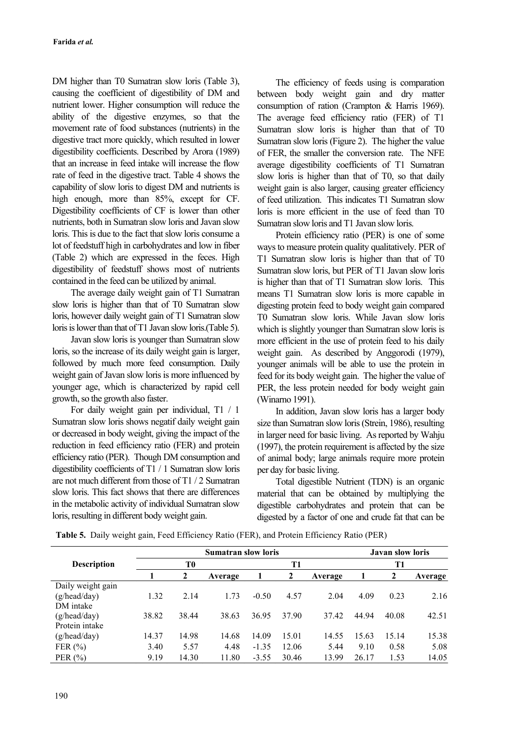DM higher than T0 Sumatran slow loris (Table 3), causing the coefficient of digestibility of DM and nutrient lower. Higher consumption will reduce the ability of the digestive enzymes, so that the movement rate of food substances (nutrients) in the digestive tract more quickly, which resulted in lower digestibility coefficients. Described by Arora (1989) that an increase in feed intake will increase the flow rate of feed in the digestive tract. Table 4 shows the capability of slow loris to digest DM and nutrients is high enough, more than 85%, except for CF. Digestibility coefficients of CF is lower than other nutrients, both in Sumatran slow loris and Javan slow loris. This is due to the fact that slow loris consume a lot of feedstuff high in carbohydrates and low in fiber (Table 2) which are expressed in the feces. High digestibility of feedstuff shows most of nutrients contained in the feed can be utilized by animal.

The average daily weight gain of T1 Sumatran slow loris is higher than that of T0 Sumatran slow loris, however daily weight gain of T1 Sumatran slow loris is lower than that of T1 Javan slow loris.(Table 5).

Javan slow loris is younger than Sumatran slow loris, so the increase of its daily weight gain is larger, followed by much more feed consumption. Daily weight gain of Javan slow loris is more influenced by younger age, which is characterized by rapid cell growth, so the growth also faster.

For daily weight gain per individual, T1 / 1 Sumatran slow loris shows negatif daily weight gain or decreased in body weight, giving the impact of the reduction in feed efficiency ratio (FER) and protein efficiency ratio (PER). Though DM consumption and digestibility coefficients of T1 / 1 Sumatran slow loris are not much different from those of T1 / 2 Sumatran slow loris. This fact shows that there are differences in the metabolic activity of individual Sumatran slow loris, resulting in different body weight gain.

The efficiency of feeds using is comparation between body weight gain and dry matter consumption of ration (Crampton & Harris 1969). The average feed efficiency ratio (FER) of T1 Sumatran slow loris is higher than that of T0 Sumatran slow loris (Figure 2). The higher the value of FER, the smaller the conversion rate. The NFE average digestibility coefficients of T1 Sumatran slow loris is higher than that of T0, so that daily weight gain is also larger, causing greater efficiency of feed utilization. This indicates T1 Sumatran slow loris is more efficient in the use of feed than T0 Sumatran slow loris and T1 Javan slow loris.

Protein efficiency ratio (PER) is one of some ways to measure protein quality qualitatively. PER of T1 Sumatran slow loris is higher than that of T0 Sumatran slow loris, but PER of T1 Javan slow loris is higher than that of T1 Sumatran slow loris. This means T1 Sumatran slow loris is more capable in digesting protein feed to body weight gain compared T0 Sumatran slow loris. While Javan slow loris which is slightly younger than Sumatran slow loris is more efficient in the use of protein feed to his daily weight gain. As described by Anggorodi (1979), younger animals will be able to use the protein in feed for its body weight gain. The higher the value of PER, the less protein needed for body weight gain (Winarno 1991).

In addition, Javan slow loris has a larger body size than Sumatran slow loris (Strein, 1986), resulting in larger need for basic living. As reported by Wahju (1997), the protein requirement is affected by the size of animal body; large animals require more protein per day for basic living.

Total digestible Nutrient (TDN) is an organic material that can be obtained by multiplying the digestible carbohydrates and protein that can be digested by a factor of one and crude fat that can be

**Table 5.** Daily weight gain, Feed Efficiency Ratio (FER), and Protein Efficiency Ratio (PER)

| Description | Sumatran slow loris | | | | | | Javan slow loris | | |
|---|---|---|---|---|---|---|---|---|---|
| | T0 | | | T1 | | | T1 | | |
| | 1 | 2 | Average | 1 | 2 | Average | 1 | 2 | Average |
| Daily weight gain (g/head/day) | 1.32 | 2.14 | 1.73 | -0.50 | 4.57 | 2.04 | 4.09 | 0.23 | 2.16 |
| DM intake (g/head/day) | 38.82 | 38.44 | 38.63 | 36.95 | 37.90 | 37.42 | 44.94 | 40.08 | 42.51 |
| Protein intake (g/head/day) | 14.37 | 14.98 | 14.68 | 14.09 | 15.01 | 14.55 | 15.63 | 15.14 | 15.38 |
| FER (%) | 3.40 | 5.57 | 4.48 | -1.35 | 12.06 | 5.44 | 9.10 | 0.58 | 5.08 |
| PER (%) | 9.19 | 14.30 | 11.80 | -3.55 | 30.46 | 13.99 | 26.17 | 1.53 | 14.05 |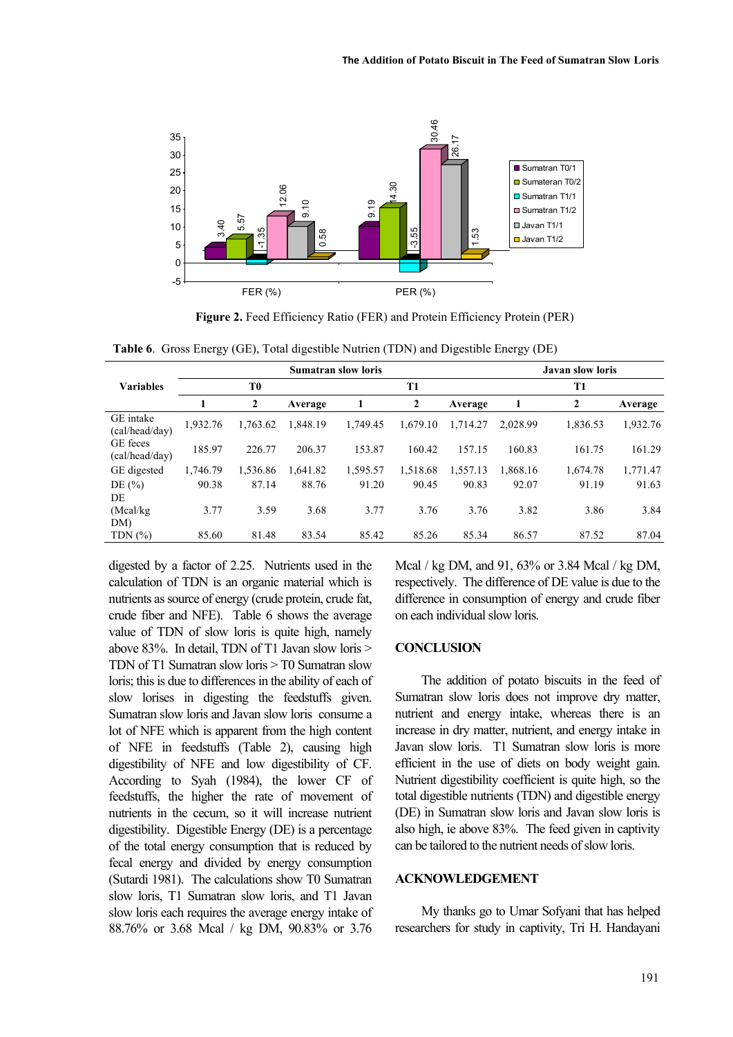Figure 2. Feed Efficiency Ratio (FER) and Protein Efficiency Protein (PER)

Table 6. Gross Energy (GE), Total digestible Nutrien (TDN) and Digestible Energy (DE)

| Variables | Sumatran slow loris | | | | | | Javan slow loris | | |
|---|---|---|---|---|---|---|---|---|---|
| | T0 | | | T1 | | | T1 | | |
| | 1 | 2 | Average | 1 | 2 | Average | 1 | 2 | Average |
| GE intake (cal/head/day) | 1,932.76 | 1,763.62 | 1,848.19 | 1,749.45 | 1,679.10 | 1,714.27 | 2,028.99 | 1,836.53 | 1,932.76 |
| GE feces (cal/head/day) | 185.97 | 226.77 | 206.37 | 153.87 | 160.42 | 157.15 | 160.83 | 161.75 | 161.29 |
| GE digested | 1,746.79 | 1,536.86 | 1,641.82 | 1,595.57 | 1,518.68 | 1,557.13 | 1,868.16 | 1,674.78 | 1,771.47 |
| DE (%) | 90.38 | 87.14 | 88.76 | 91.20 | 90.45 | 90.83 | 92.07 | 91.19 | 91.63 |
| DE (Mcal/kg DM) | 3.77 | 3.59 | 3.68 | 3.77 | 3.76 | 3.76 | 3.82 | 3.86 | 3.84 |
| TDN (%) | 85.60 | 81.48 | 83.54 | 85.42 | 85.26 | 85.34 | 86.57 | 87.52 | 87.04 |

digested by a factor of 2.25. Nutrients used in the calculation of TDN is an organic material which is nutrients as source of energy (crude protein, crude fat, crude fiber and NFE). Table 6 shows the average value of TDN of slow loris is quite high, namely above 83%. In detail, TDN of T1 Javan slow loris > TDN of T1 Sumatran slow loris > T0 Sumatran slow loris; this is due to differences in the ability of each of slow lorises in digesting the feedstuffs given. Sumatran slow loris and Javan slow loris consume a lot of NFE which is apparent from the high content of NFE in feedstuffs (Table 2), causing high digestibility of NFE and low digestibility of CF. According to Syah (1984), the lower CF of feedstuffs, the higher the rate of movement of nutrients in the cecum, so it will increase nutrient digestibility. Digestible Energy (DE) is a percentage of the total energy consumption that is reduced by fecal energy and divided by energy consumption (Sutardi 1981). The calculations show T0 Sumatran slow loris, T1 Sumatran slow loris, and T1 Javan slow loris each requires the average energy intake of 88.76% or 3.68 Mcal / kg DM, 90.83% or 3.76 Mcal / kg DM, and 91, 63% or 3.84 Mcal / kg DM, respectively. The difference of DE value is due to the difference in consumption of energy and crude fiber on each individual slow loris.

## CONCLUSION

The addition of potato biscuits in the feed of Sumatran slow loris does not improve dry matter, nutrient and energy intake, whereas there is an increase in dry matter, nutrient, and energy intake in Javan slow loris. T1 Sumatran slow loris is more efficient in the use of diets on body weight gain. Nutrient digestibility coefficient is quite high, so the total digestible nutrients (TDN) and digestible energy (DE) in Sumatran slow loris and Javan slow loris is also high, ie above 83%. The feed given in captivity can be tailored to the nutrient needs of slow loris.

## ACKNOWLEDGEMENT

My thanks go to Umar Sofyani that has helped researchers for study in captivity, Tri H. Handayani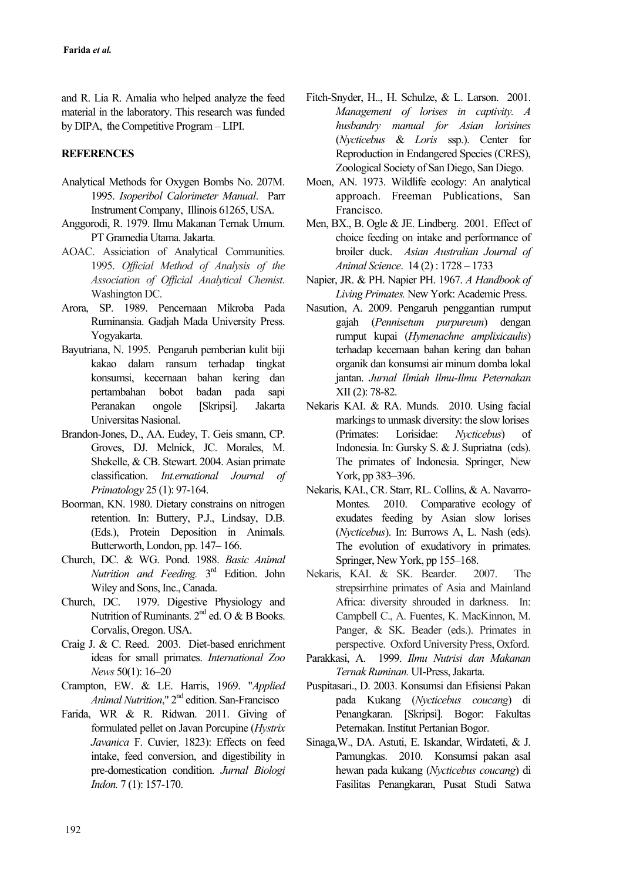and R. Lia R. Amalia who helped analyze the feed material in the laboratory. This research was funded by DIPA, the Competitive Program – LIPI.

## REFERENCES

Analytical Methods for Oxygen Bombs No. 207M. 1995. *Isoperibol Calorimeter Manual*. Parr Instrument Company, Illinois 61265, USA.

Anggorodi, R. 1979. Ilmu Makanan Ternak Umum. PT Gramedia Utama. Jakarta.

AOAC. Assiciation of Analytical Communities. 1995. *Official Method of Analysis of the Association of Official Analytical Chemist*. Washington DC.

Arora, SP. 1989. Pencernaan Mikroba Pada Ruminansia. Gadjah Mada University Press. Yogyakarta.

Bayutriana, N. 1995. Pengaruh pemberian kulit biji kakao dalam ransum terhadap tingkat konsumsi, kecernaan bahan kering dan pertambahan bobot badan pada sapi Peranakan ongole [Skripsi]. Jakarta Universitas Nasional.

Brandon-Jones, D., AA. Eudey, T. Geis smann, CP. Groves, DJ. Melnick, JC. Morales, M. Shekelle, & CB. Stewart. 2004. Asian primate classification. *Int.ernational Journal of Primatology* 25 (1): 97-164.

Boorman, KN. 1980. Dietary constrains on nitrogen retention. In: Buttery, P.J., Lindsay, D.B. (Eds.), Protein Deposition in Animals. Butterworth, London, pp. 147– 166.

Church, DC. & WG. Pond. 1988. *Basic Animal Nutrition and Feeding.* 3rd Edition. John Wiley and Sons, Inc., Canada.

Church, DC. 1979. Digestive Physiology and Nutrition of Ruminants. 2nd ed. O & B Books. Corvalis, Oregon. USA.

Craig J. & C. Reed. 2003. Diet-based enrichment ideas for small primates. *International Zoo News* 50(1): 16–20

Crampton, EW. & LE. Harris, 1969. "*Applied Animal Nutrition*," 2nd edition. San-Francisco

Farida, WR & R. Ridwan. 2011. Giving of formulated pellet on Javan Porcupine (*Hystrix Javanica* F. Cuvier, 1823): Effects on feed intake, feed conversion, and digestibility in pre-domestication condition. *Jurnal Biologi Indon.* 7 (1): 157-170.

Fitch-Snyder, H.., H. Schulze, & L. Larson. 2001. *Management of lorises in captivity. A husbandry manual for Asian lorisines* (*Nycticebus* & *Loris* ssp.). Center for Reproduction in Endangered Species (CRES), Zoological Society of San Diego, San Diego.

Moen, AN. 1973. Wildlife ecology: An analytical approach. Freeman Publications, San Francisco.

Men, BX., B. Ogle & JE. Lindberg. 2001. Effect of choice feeding on intake and performance of broiler duck. *Asian Australian Journal of Animal Science*. 14 (2) : 1728 – 1733

Napier, JR. & PH. Napier PH. 1967. *A Handbook of Living Primates.* New York: Academic Press.

Nasution, A. 2009. Pengaruh penggantian rumput gajah (*Pennisetum purpureum*) dengan rumput kupai (*Hymenachne amplixicaulis*) terhadap kecernaan bahan kering dan bahan organik dan konsumsi air minum domba lokal jantan. *Jurnal Ilmiah Ilmu-Ilmu Peternakan* XII (2): 78-82.

Nekaris KAI. & RA. Munds. 2010. Using facial markings to unmask diversity: the slow lorises (Primates: Lorisidae: *Nycticebus*) of Indonesia. In: Gursky S. & J. Supriatna (eds). The primates of Indonesia. Springer, New York, pp 383–396.

Nekaris, KAI., CR. Starr, RL. Collins, & A. Navarro-Montes. 2010. Comparative ecology of exudates feeding by Asian slow lorises (*Nycticebus*). In: Burrows A, L. Nash (eds). The evolution of exudativory in primates. Springer, New York, pp 155–168.

Nekaris, KAI. & SK. Bearder. 2007. The strepsirrhine primates of Asia and Mainland Africa: diversity shrouded in darkness. In: Campbell C., A. Fuentes, K. MacKinnon, M. Panger, & SK. Beader (eds.). Primates in perspective. Oxford University Press, Oxford.

Parakkasi, A. 1999. *Ilmu Nutrisi dan Makanan Ternak Ruminan.* UI-Press, Jakarta.

Puspitasari., D. 2003. Konsumsi dan Efisiensi Pakan pada Kukang (*Nycticebus coucang*) di Penangkaran. [Skripsi]. Bogor: Fakultas Peternakan. Institut Pertanian Bogor.

Sinaga,W., DA. Astuti, E. Iskandar, Wirdateti, & J. Pamungkas. 2010. Konsumsi pakan asal hewan pada kukang (*Nycticebus coucang*) di Fasilitas Penangkaran, Pusat Studi Satwa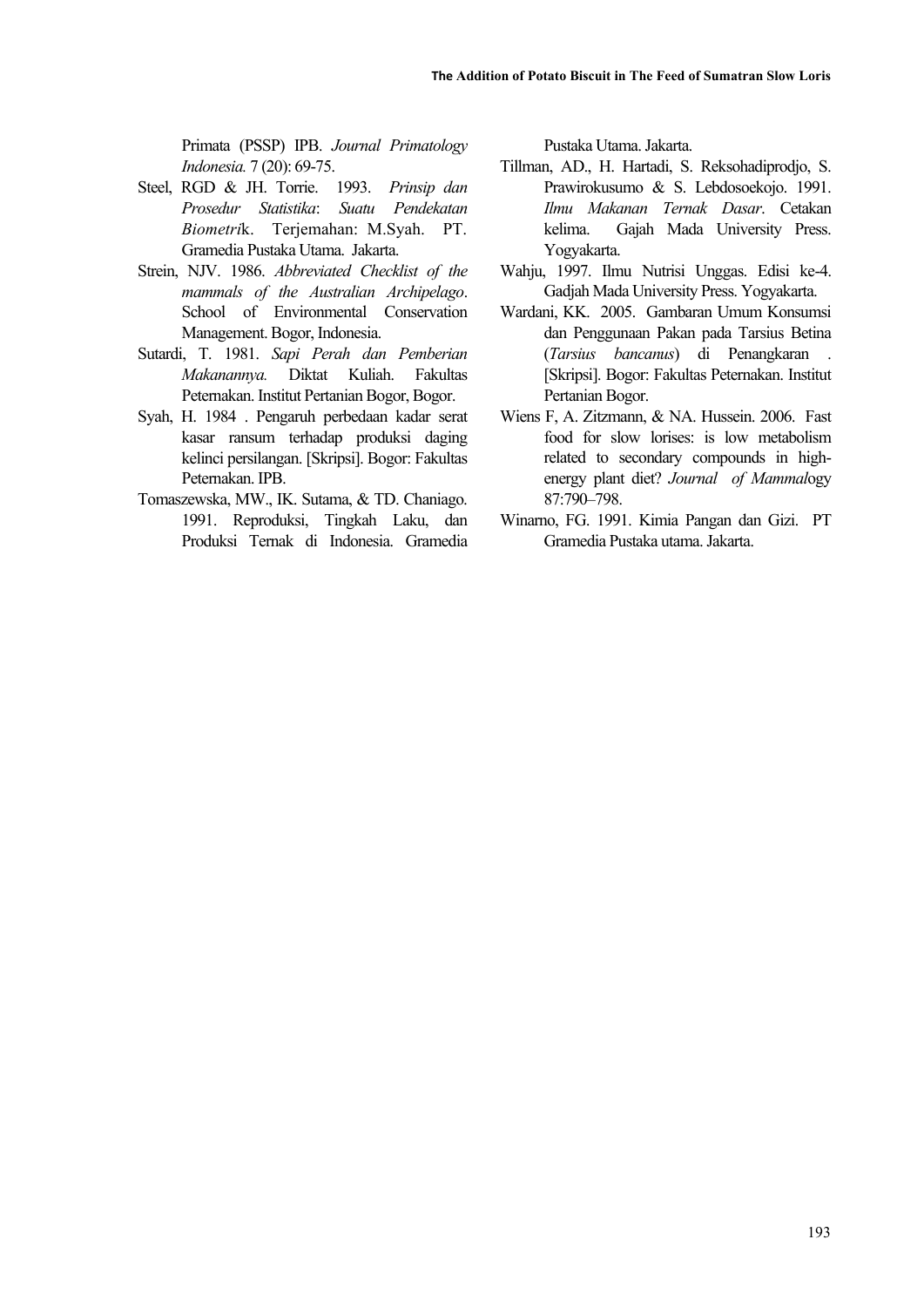Primata (PSSP) IPB. *Journal Primatology Indonesia.* 7 (20): 69-75.

Steel, RGD & JH. Torrie. 1993. *Prinsip dan Prosedur Statistika*: *Suatu Pendekatan Biometrik*. Terjemahan: M.Syah. PT. Gramedia Pustaka Utama. Jakarta.

Strein, NJV. 1986. *Abbreviated Checklist of the mammals of the Australian Archipelago*. School of Environmental Conservation Management. Bogor, Indonesia.

Sutardi, T. 1981. *Sapi Perah dan Pemberian Makanannya.* Diktat Kuliah. Fakultas Peternakan. Institut Pertanian Bogor, Bogor.

Syah, H. 1984 . Pengaruh perbedaan kadar serat kasar ransum terhadap produksi daging kelinci persilangan. [Skripsi]. Bogor: Fakultas Peternakan. IPB.

Tomaszewska, MW., IK. Sutama, & TD. Chaniago. 1991. Reproduksi, Tingkah Laku, dan Produksi Ternak di Indonesia. Gramedia Pustaka Utama. Jakarta.

Tillman, AD., H. Hartadi, S. Reksohadiprodjo, S. Prawirokusumo & S. Lebdosoekojo. 1991. *Ilmu Makanan Ternak Dasar*. Cetakan kelima. Gajah Mada University Press. Yogyakarta.

Wahju, 1997. Ilmu Nutrisi Unggas. Edisi ke-4. Gadjah Mada University Press. Yogyakarta.

Wardani, KK. 2005. Gambaran Umum Konsumsi dan Penggunaan Pakan pada Tarsius Betina (*Tarsius bancanus*) di Penangkaran . [Skripsi]. Bogor: Fakultas Peternakan. Institut Pertanian Bogor.

Wiens F, A. Zitzmann, & NA. Hussein. 2006. Fast food for slow lorises: is low metabolism related to secondary compounds in high-energy plant diet? *Journal of Mammal*ogy 87:790–798.

Winarno, FG. 1991. Kimia Pangan dan Gizi. PT Gramedia Pustaka utama. Jakarta.